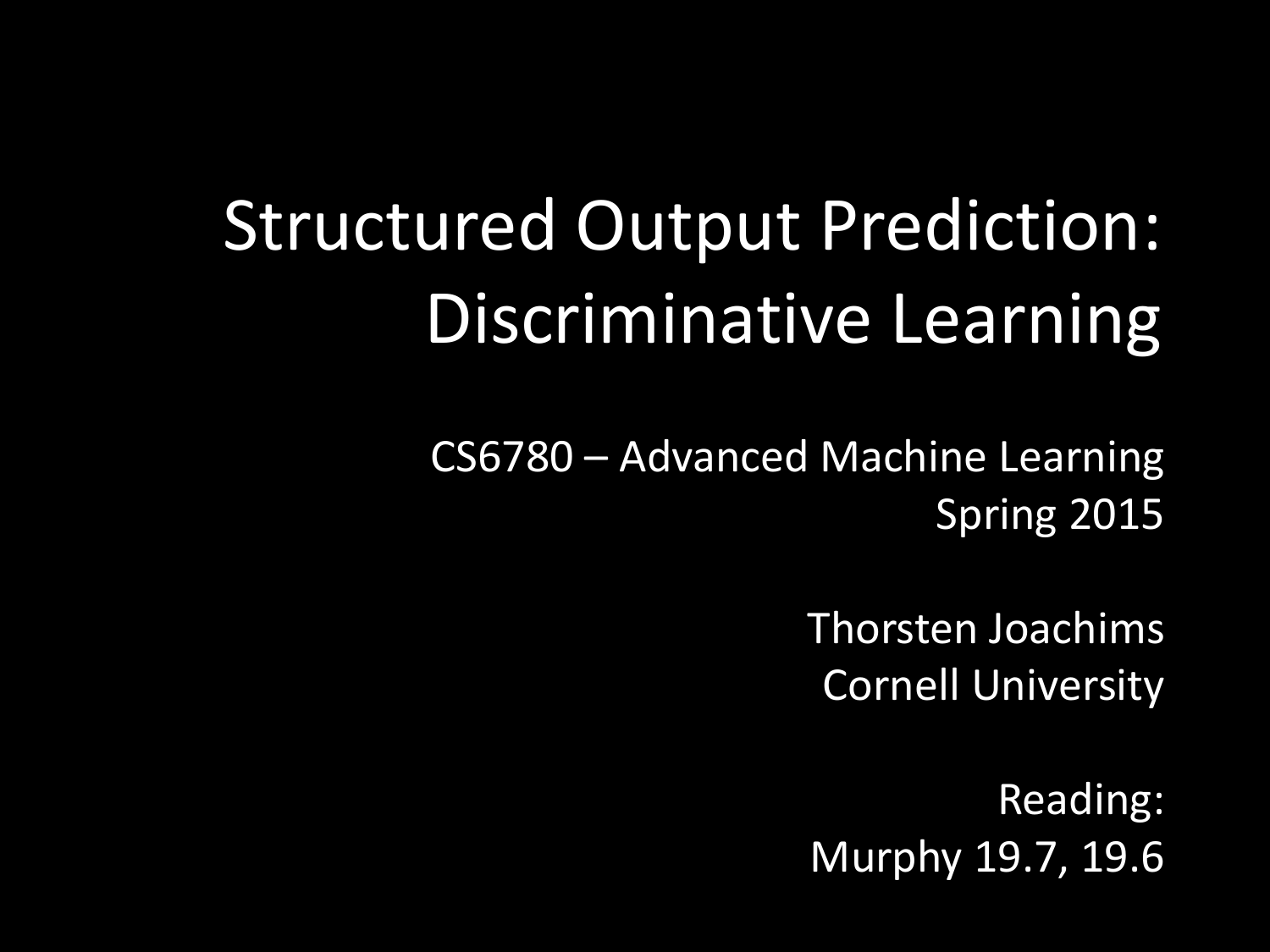# Structured Output Prediction: Discriminative Learning

CS6780 – Advanced Machine Learning
Spring 2015

Thorsten Joachims
Cornell University

Reading:
Murphy 19.7, 19.6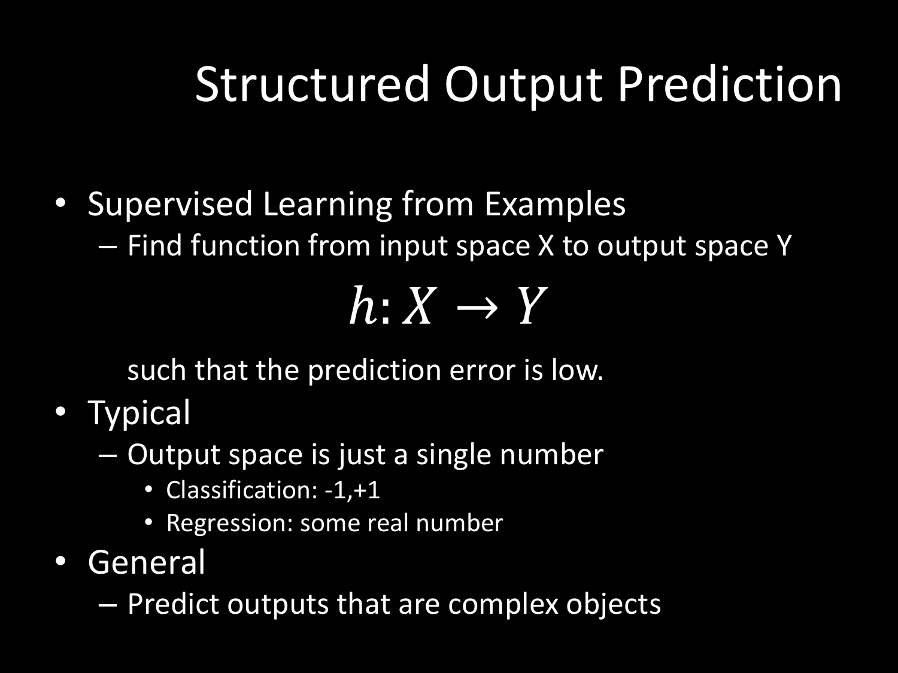# Structured Output Prediction

- Supervised Learning from Examples
  - Find function from input space X to output space Y

$$h: X \rightarrow Y$$

    such that the prediction error is low.

- Typical
  - Output space is just a single number
    - Classification: -1,+1
    - Regression: some real number
- General
  - Predict outputs that are complex objects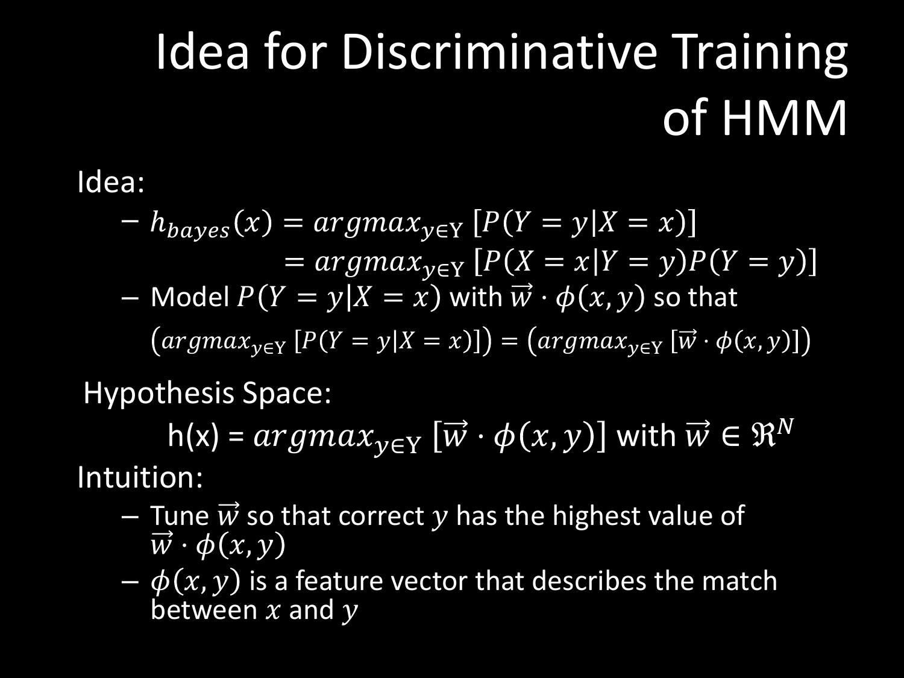# Idea for Discriminative Training of HMM

Idea:

- $h_{bayes}(x) = argmax_{y \in \mathrm{Y}} [P(Y = y|X = x)]$
  $= argmax_{y \in \mathrm{Y}} [P(X = x|Y = y)P(Y = y)]$
- Model $P(Y = y|X = x)$ with $\vec{w} \cdot \phi(x, y)$ so that
  $\left(argmax_{y \in \mathrm{Y}} [P(Y = y|X = x)]\right) = \left(argmax_{y \in \mathrm{Y}} [\vec{w} \cdot \phi(x, y)]\right)$

Hypothesis Space:

h(x) = $argmax_{y \in \mathrm{Y}} [\vec{w} \cdot \phi(x, y)]$ with $\vec{w} \in \Re^N$

Intuition:

- Tune $\vec{w}$ so that correct $y$ has the highest value of $\vec{w} \cdot \phi(x, y)$
- $\phi(x, y)$ is a feature vector that describes the match between $x$ and $y$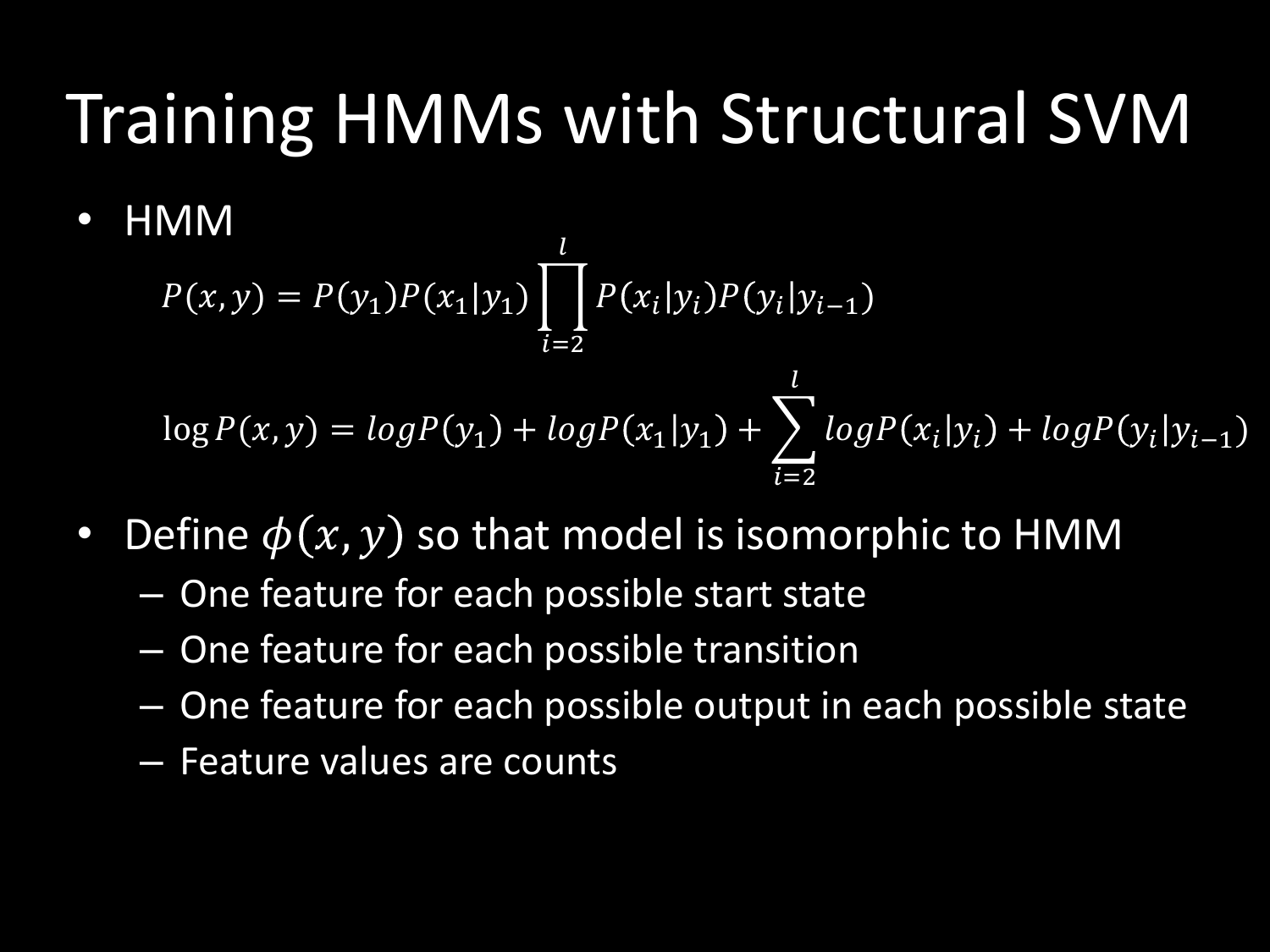# Training HMMs with Structural SVM

- HMM

$$P(x,y) = P(y_1)P(x_1|y_1)\prod_{i=2}^{l} P(x_i|y_i)P(y_i|y_{i-1})$$

$$\log P(x,y) = logP(y_1) + logP(x_1|y_1) + \sum_{i=2}^{l} logP(x_i|y_i) + logP(y_i|y_{i-1})$$

- Define $\phi(x,y)$ so that model is isomorphic to HMM
  - One feature for each possible start state
  - One feature for each possible transition
  - One feature for each possible output in each possible state
  - Feature values are counts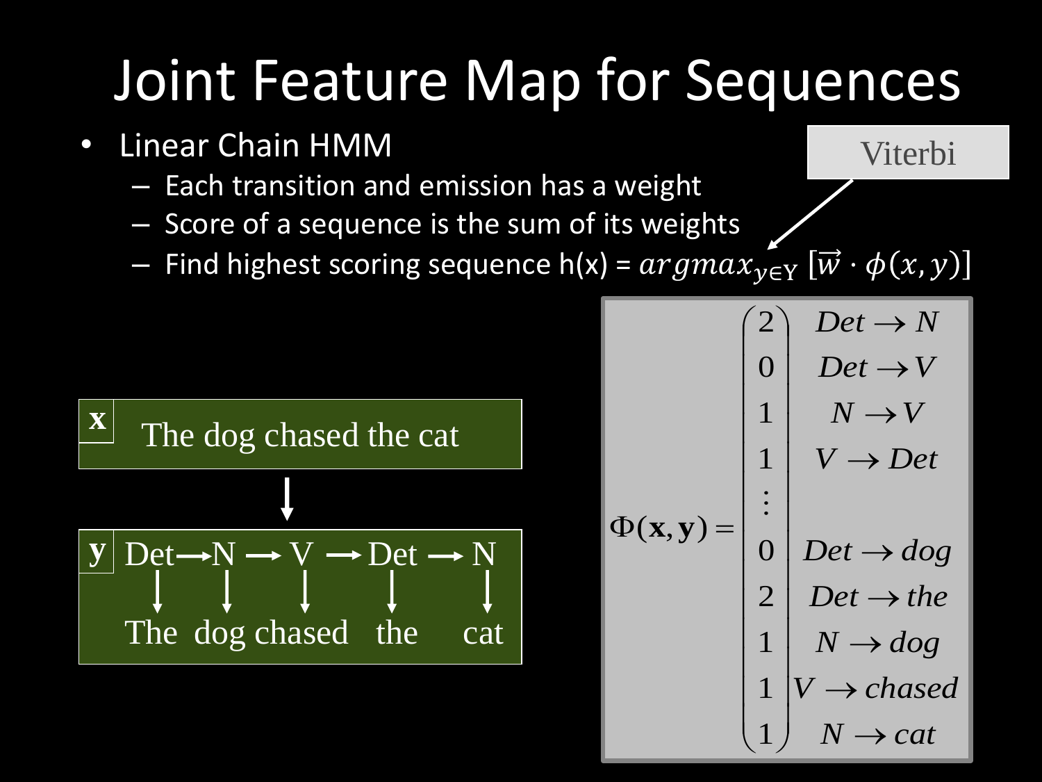# Joint Feature Map for Sequences

- Linear Chain HMM
  - Each transition and emission has a weight
  - Score of a sequence is the sum of its weights
  - Find highest scoring sequence h(x) = $argmax_{y \in Y} [\vec{w} \cdot \phi(x, y)]$

Viterbi

**x**: The dog chased the cat

**y**: Det → N → V → Det → N

The dog chased the cat

$$
\Phi(\mathbf{x}, \mathbf{y}) = \begin{pmatrix} 2 \\ 0 \\ 1 \\ 1 \\ \vdots \\ 0 \\ 2 \\ 1 \\ 1 \\ 1 \end{pmatrix}
\begin{matrix} Det \rightarrow N \\ Det \rightarrow V \\ N \rightarrow V \\ V \rightarrow Det \\ \\ Det \rightarrow dog \\ Det \rightarrow the \\ N \rightarrow dog \\ V \rightarrow chased \\ N \rightarrow cat \end{matrix}
$$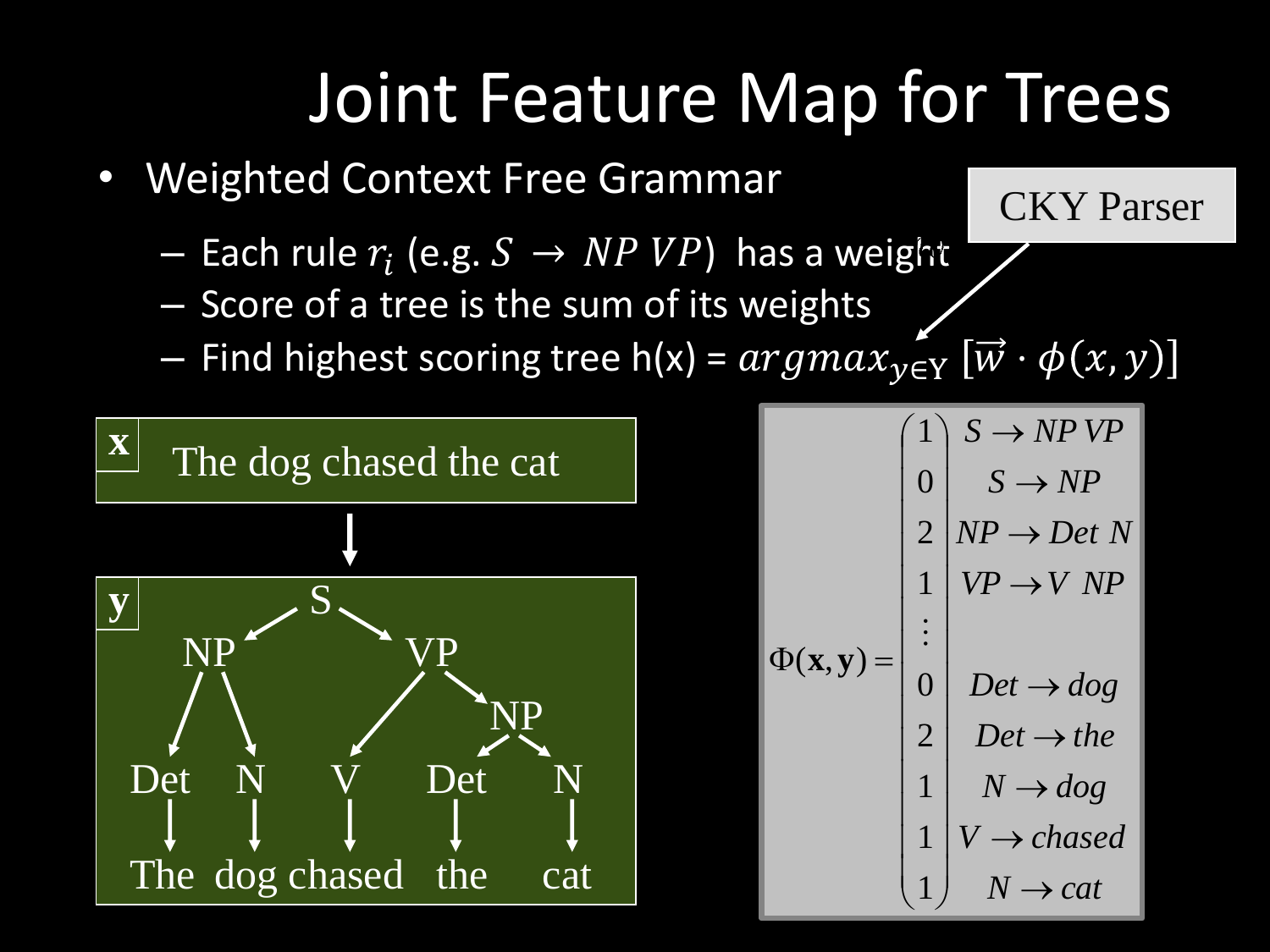# Joint Feature Map for Trees

- Weighted Context Free Grammar
  - Each rule $r_i$ (e.g. $S \rightarrow NP\ VP$) has a weight
  - Score of a tree is the sum of its weights
  - Find highest scoring tree h(x) = $argmax_{y \in Y}\ [\vec{w} \cdot \phi(x,y)]$

CKY Parser

**x** The dog chased the cat

**y**

S → NP VP; NP → Det N; VP → V NP; NP → Det N

Det N V Det N

The dog chased the cat

$$\Phi(\mathbf{x},\mathbf{y}) = \begin{pmatrix} 1 \\ 0 \\ 2 \\ 1 \\ \vdots \\ 0 \\ 2 \\ 1 \\ 1 \\ 1 \end{pmatrix} \begin{matrix} S \rightarrow NP\ VP \\ S \rightarrow NP \\ NP \rightarrow Det\ N \\ VP \rightarrow V\ NP \\ \\ Det \rightarrow dog \\ Det \rightarrow the \\ N \rightarrow dog \\ V \rightarrow chased \\ N \rightarrow cat \end{matrix}$$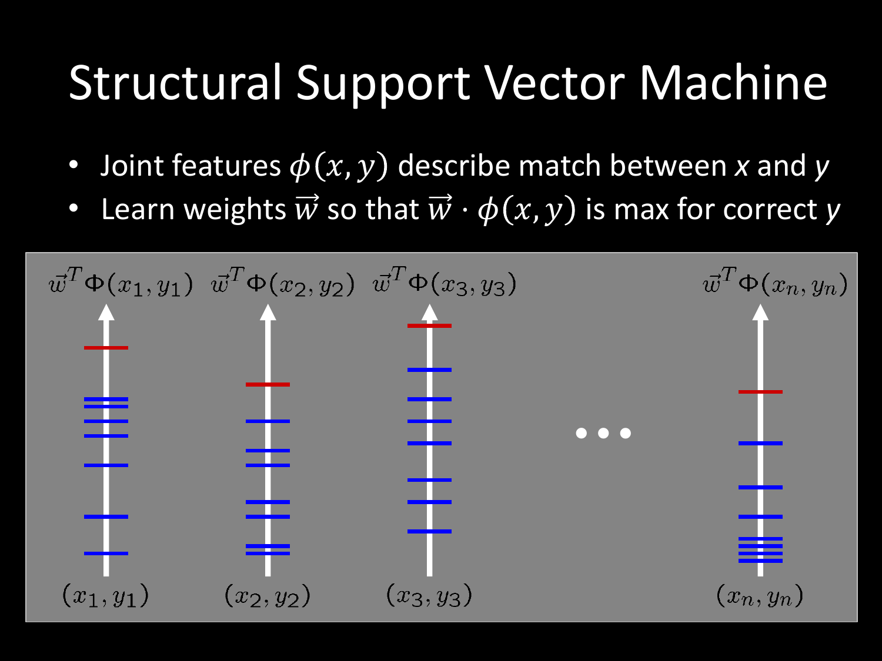# Structural Support Vector Machine

- Joint features $\phi(x, y)$ describe match between *x* and *y*
- Learn weights $\vec{w}$ so that $\vec{w} \cdot \phi(x, y)$ is max for correct *y*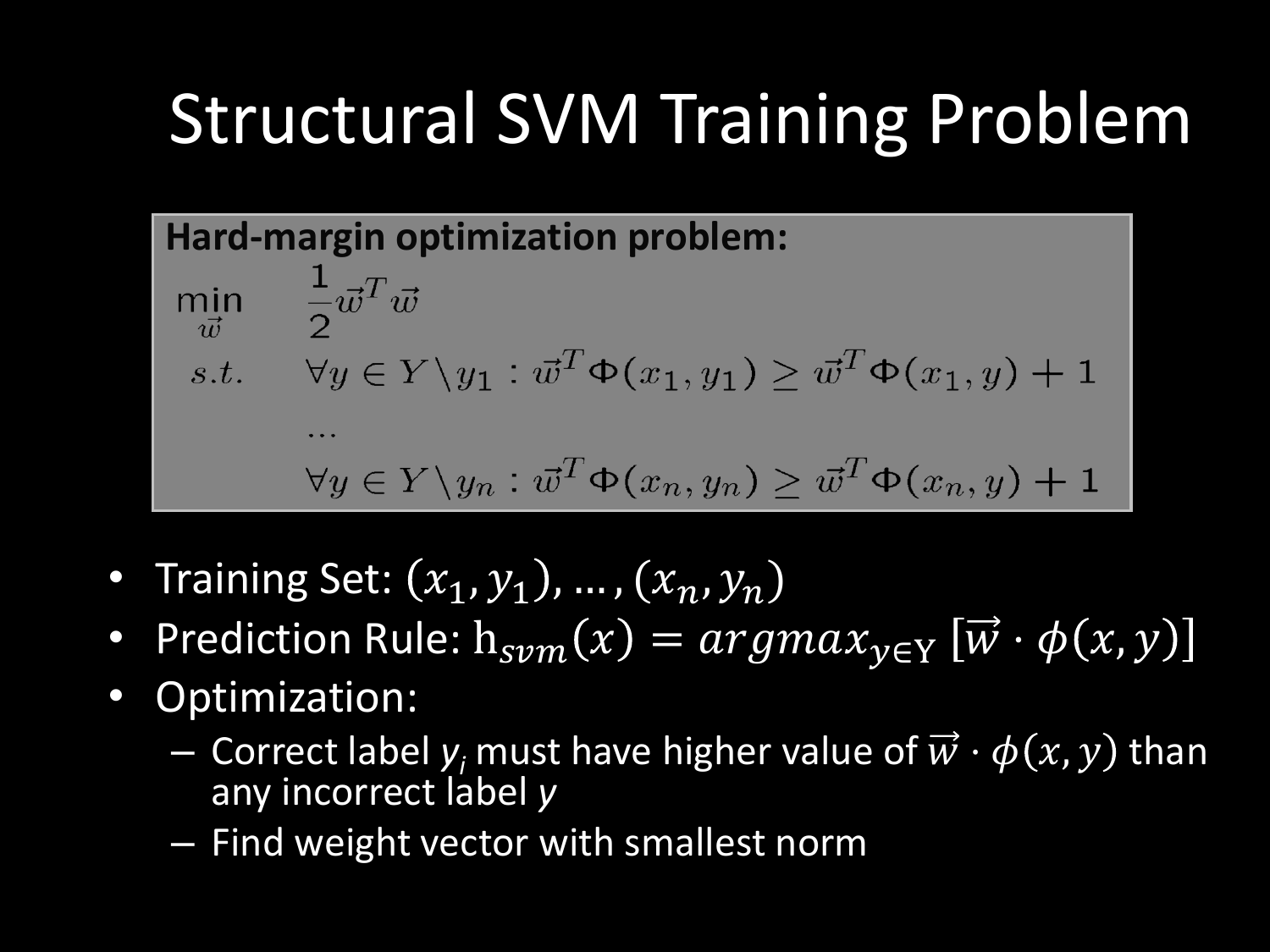# Structural SVM Training Problem

**Hard-margin optimization problem:**

$$
\begin{aligned}
\min_{\vec{w}} \quad & \frac{1}{2}\vec{w}^T\vec{w} \\
s.t. \quad & \forall y \in Y \setminus y_1 : \vec{w}^T\Phi(x_1, y_1) \geq \vec{w}^T\Phi(x_1, y) + 1 \\
& \ldots \\
& \forall y \in Y \setminus y_n : \vec{w}^T\Phi(x_n, y_n) \geq \vec{w}^T\Phi(x_n, y) + 1
\end{aligned}
$$

- Training Set: $(x_1, y_1), \ldots, (x_n, y_n)$
- Prediction Rule: $\mathrm{h}_{svm}(x) = argmax_{y \in \mathrm{Y}} \, [\vec{w} \cdot \phi(x, y)]$
- Optimization:
  - Correct label $y_i$ must have higher value of $\vec{w} \cdot \phi(x, y)$ than any incorrect label *y*
  - Find weight vector with smallest norm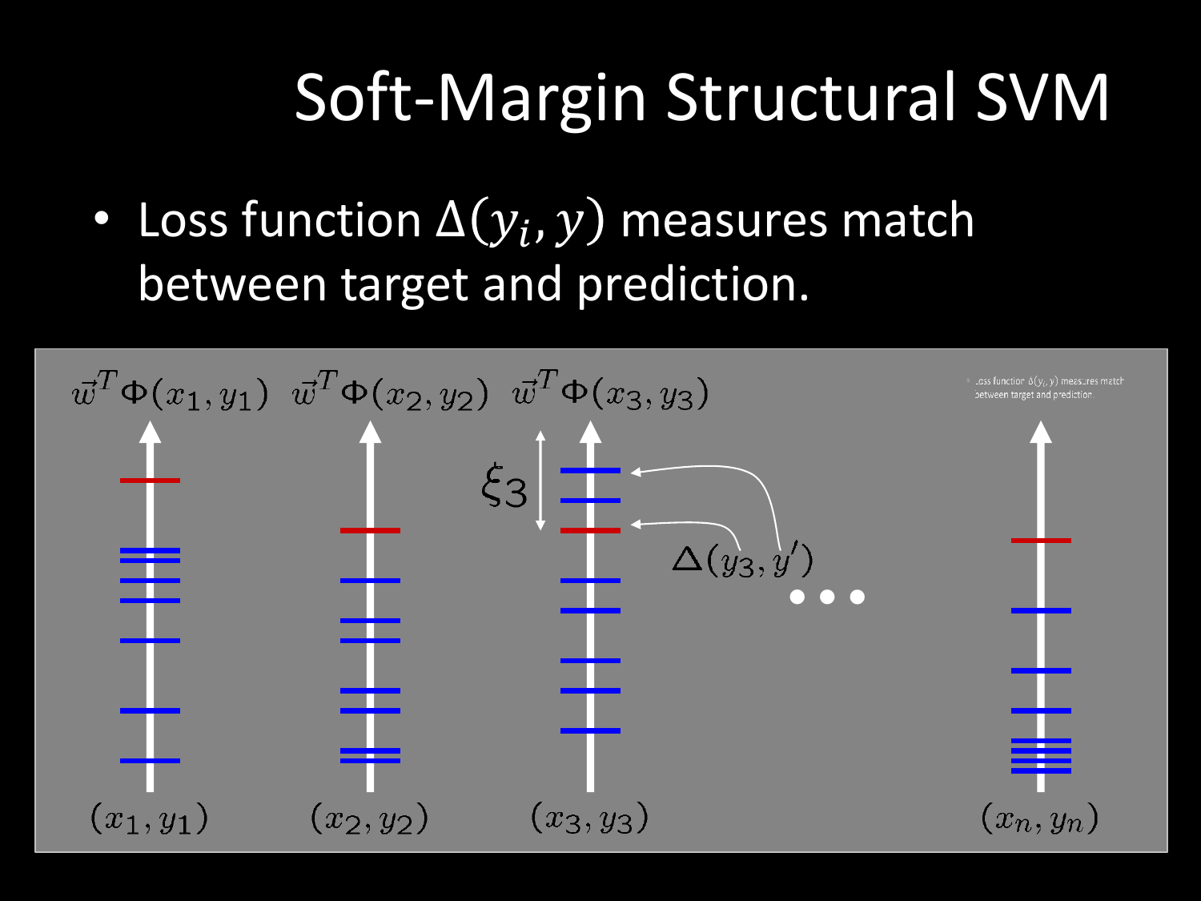# Soft-Margin Structural SVM

- Loss function $\Delta(y_i, y)$ measures match between target and prediction.

$\vec{w}^T\Phi(x_1, y_1)$ $\vec{w}^T\Phi(x_2, y_2)$ $\vec{w}^T\Phi(x_3, y_3)$

$\xi_3$

$\Delta(y_3, y')$

...

$(x_1, y_1)$ $(x_2, y_2)$ $(x_3, y_3)$ $(x_n, y_n)$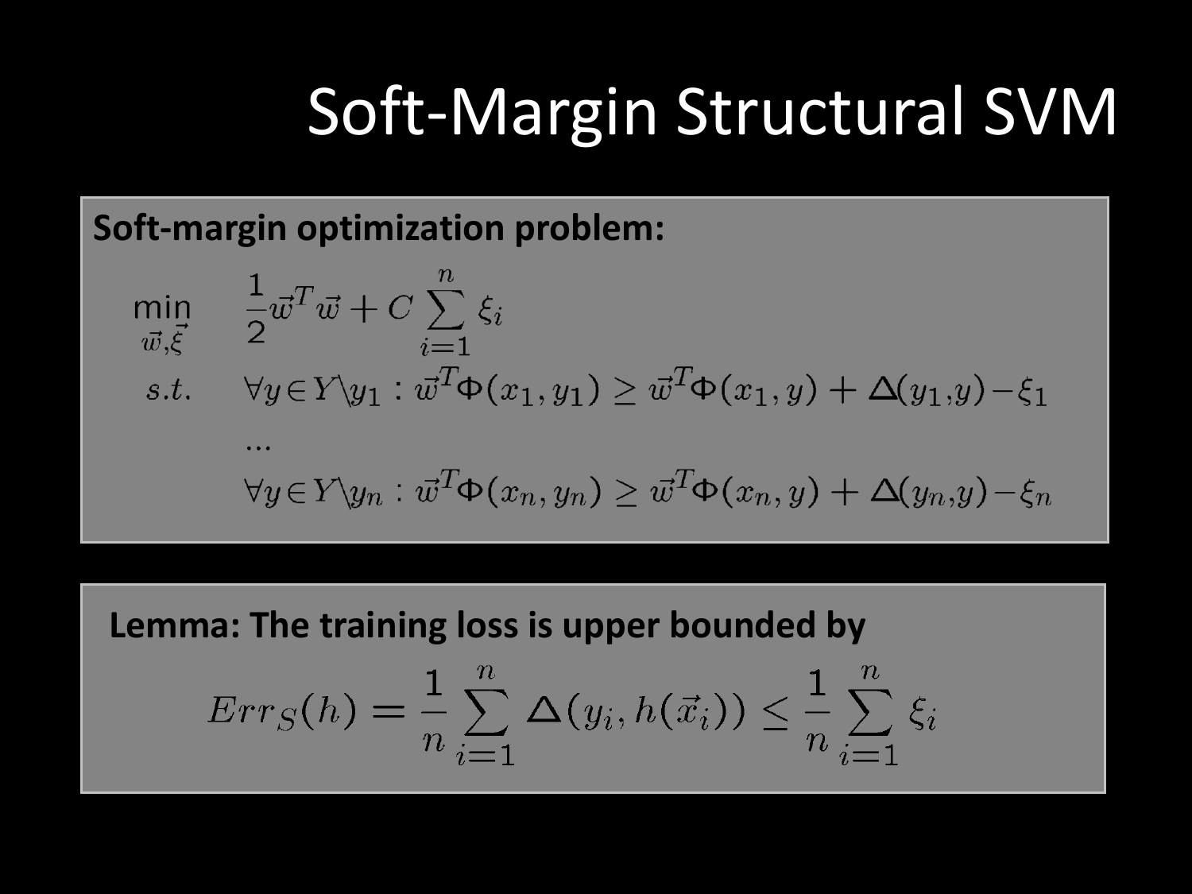# Soft-Margin Structural SVM

**Soft-margin optimization problem:**

$$
\begin{aligned}
\min_{\vec{w},\vec{\xi}} \quad & \frac{1}{2}\vec{w}^T\vec{w} + C\sum_{i=1}^{n}\xi_i \\
s.t. \quad & \forall y \in Y \backslash y_1 : \vec{w}^T\Phi(x_1, y_1) \geq \vec{w}^T\Phi(x_1, y) + \Delta(y_1, y) - \xi_1 \\
& \ldots \\
& \forall y \in Y \backslash y_n : \vec{w}^T\Phi(x_n, y_n) \geq \vec{w}^T\Phi(x_n, y) + \Delta(y_n, y) - \xi_n
\end{aligned}
$$

**Lemma: The training loss is upper bounded by**

$$
Err_S(h) = \frac{1}{n}\sum_{i=1}^{n}\Delta(y_i, h(\vec{x}_i)) \leq \frac{1}{n}\sum_{i=1}^{n}\xi_i
$$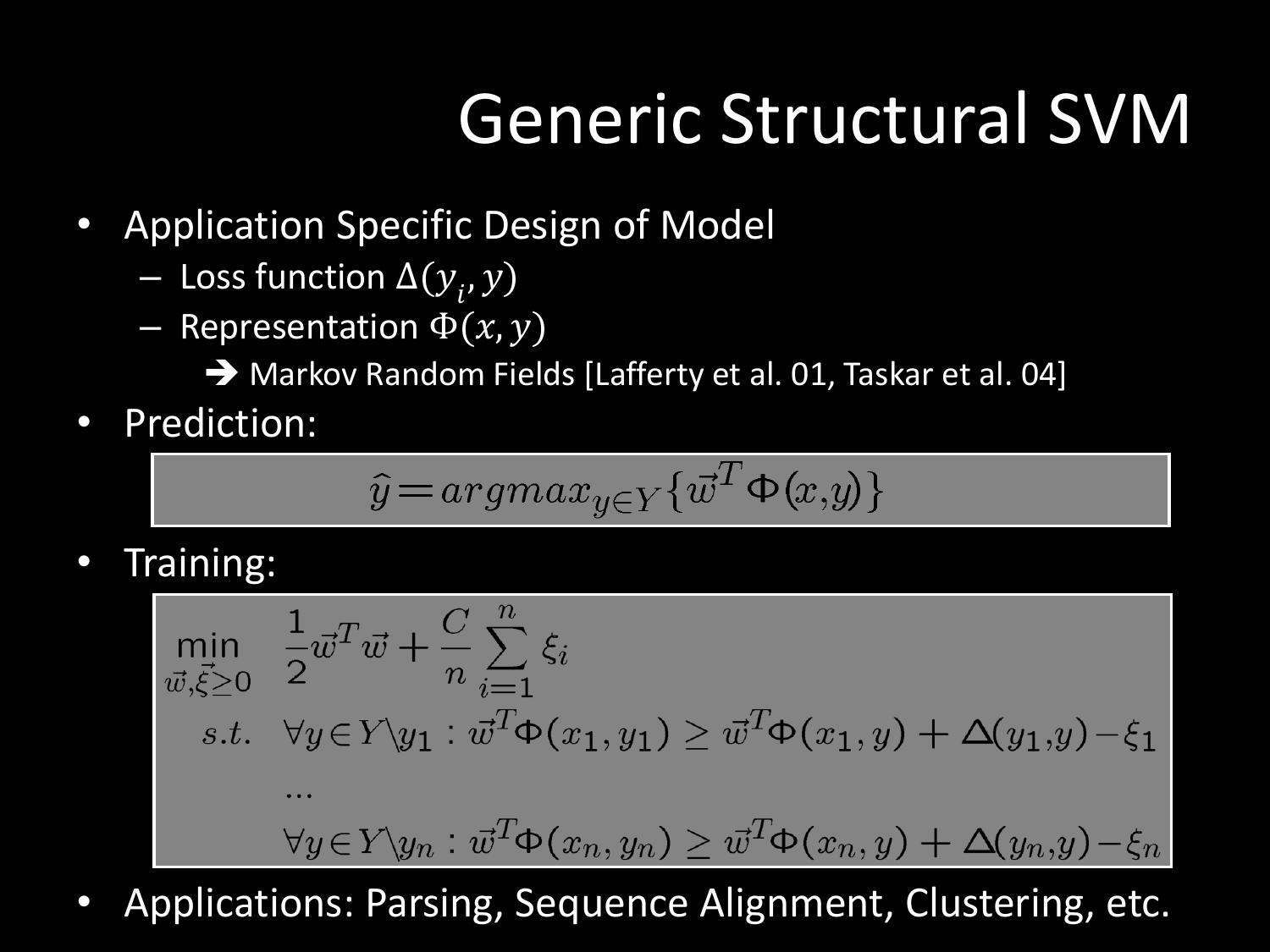# Generic Structural SVM

- Application Specific Design of Model
  - Loss function $\Delta(y_i, y)$
  - Representation $\Phi(x, y)$
    - ➔ Markov Random Fields [Lafferty et al. 01, Taskar et al. 04]
- Prediction:

$$\hat{y} = argmax_{y \in Y} \{ \vec{w}^T \Phi(x,y) \}$$

- Training:

$$\begin{aligned}
\min_{\vec{w}, \vec{\xi} \geq 0} \quad & \frac{1}{2} \vec{w}^T \vec{w} + \frac{C}{n} \sum_{i=1}^{n} \xi_i \\
s.t. \quad & \forall y \in Y \backslash y_1 : \vec{w}^T \Phi(x_1, y_1) \geq \vec{w}^T \Phi(x_1, y) + \Delta(y_1, y) - \xi_1 \\
& \ldots \\
& \forall y \in Y \backslash y_n : \vec{w}^T \Phi(x_n, y_n) \geq \vec{w}^T \Phi(x_n, y) + \Delta(y_n, y) - \xi_n
\end{aligned}$$

- Applications: Parsing, Sequence Alignment, Clustering, etc.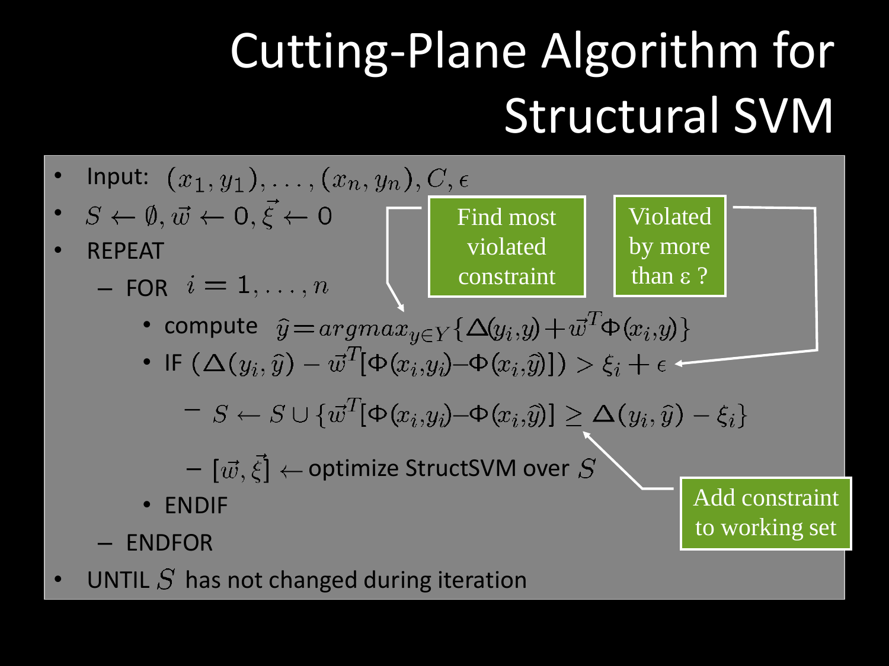# Cutting-Plane Algorithm for Structural SVM

- Input: $(x_1, y_1), \ldots, (x_n, y_n), C, \epsilon$
- $S \leftarrow \emptyset, \vec{w} \leftarrow 0, \vec{\xi} \leftarrow 0$
- REPEAT
  - FOR $i = 1, \ldots, n$
    - compute $\hat{y} = argmax_{y \in Y} \{\Delta(y_i, y) + \vec{w}^T \Phi(x_i, y)\}$
    - IF $(\Delta(y_i, \hat{y}) - \vec{w}^T[\Phi(x_i, y_i) - \Phi(x_i, \hat{y})]) > \xi_i + \epsilon$
      - $S \leftarrow S \cup \{\vec{w}^T[\Phi(x_i, y_i) - \Phi(x_i, \hat{y})] \geq \Delta(y_i, \hat{y}) - \xi_i\}$
      - $[\vec{w}, \vec{\xi}] \leftarrow$ optimize StructSVM over $S$
    - ENDIF
  - ENDFOR
- UNTIL $S$ has not changed during iteration

Find most violated constraint

Violated by more than ε ?

Add constraint to working set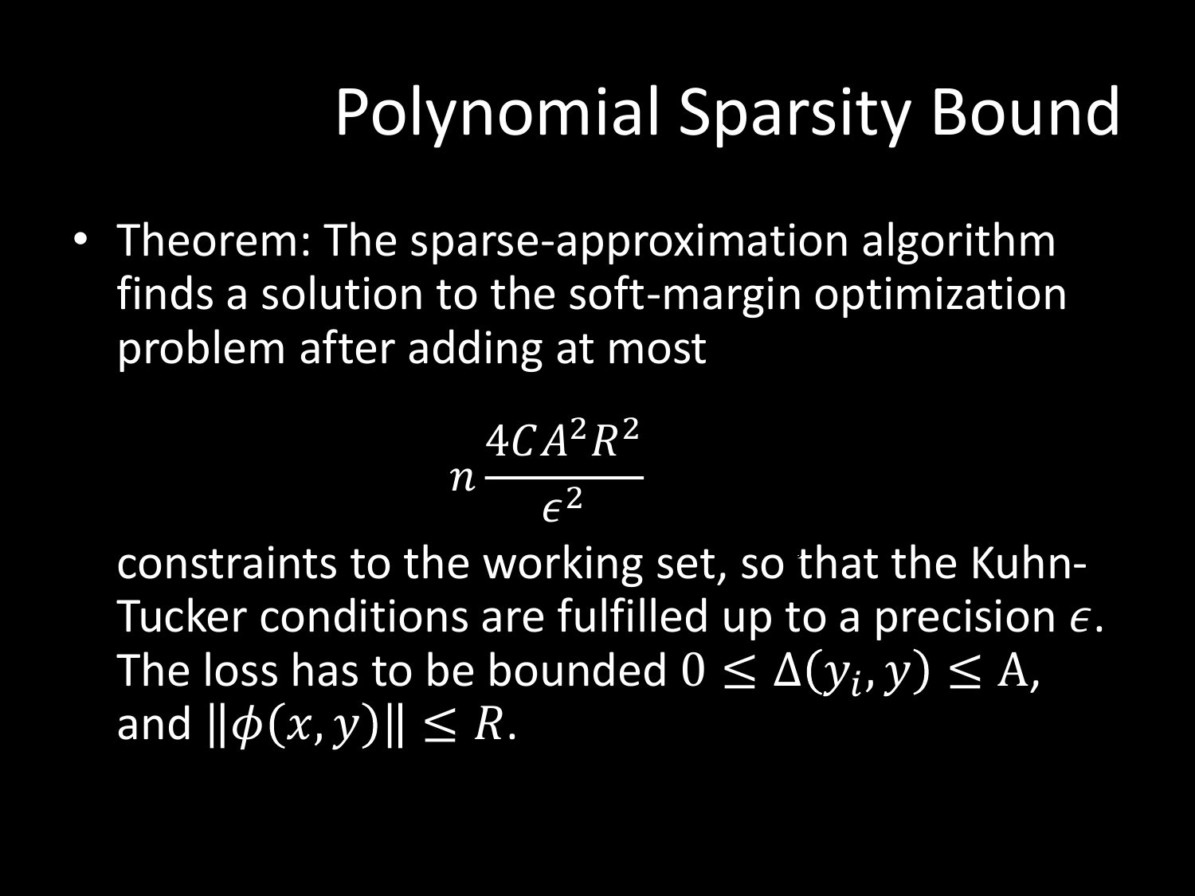# Polynomial Sparsity Bound

- Theorem: The sparse-approximation algorithm finds a solution to the soft-margin optimization problem after adding at most

$$n\frac{4CA^2R^2}{\epsilon^2}$$

constraints to the working set, so that the Kuhn-Tucker conditions are fulfilled up to a precision $\epsilon$. The loss has to be bounded $0 \leq \Delta(y_i, y) \leq \mathrm{A}$, and $\|\phi(x, y)\| \leq R$.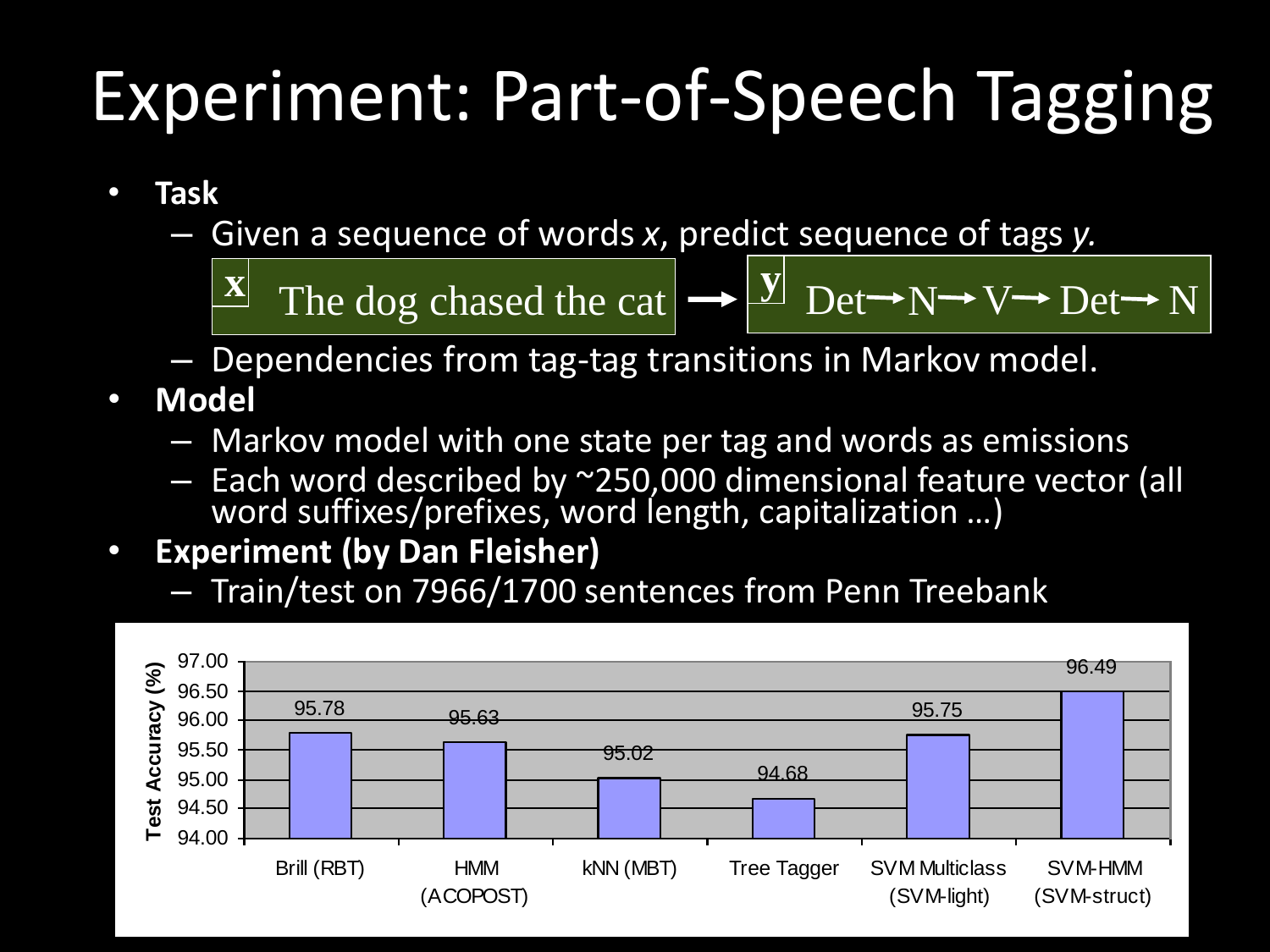# Experiment: Part-of-Speech Tagging

- **Task**
  - Given a sequence of words *x*, predict sequence of tags *y.*

    **x** The dog chased the cat → **y** Det → N → V → Det → N

  - Dependencies from tag-tag transitions in Markov model.
- **Model**
  - Markov model with one state per tag and words as emissions
  - Each word described by ~250,000 dimensional feature vector (all word suffixes/prefixes, word length, capitalization …)
- **Experiment (by Dan Fleisher)**
  - Train/test on 7966/1700 sentences from Penn Treebank

| Method | Test Accuracy (%) |
|---|---|
| Brill (RBT) | 95.78 |
| HMM (ACOPOST) | 95.63 |
| kNN (MBT) | 95.02 |
| Tree Tagger | 94.68 |
| SVM Multiclass (SVM-light) | 95.75 |
| SVM-HMM (SVM-struct) | 96.49 |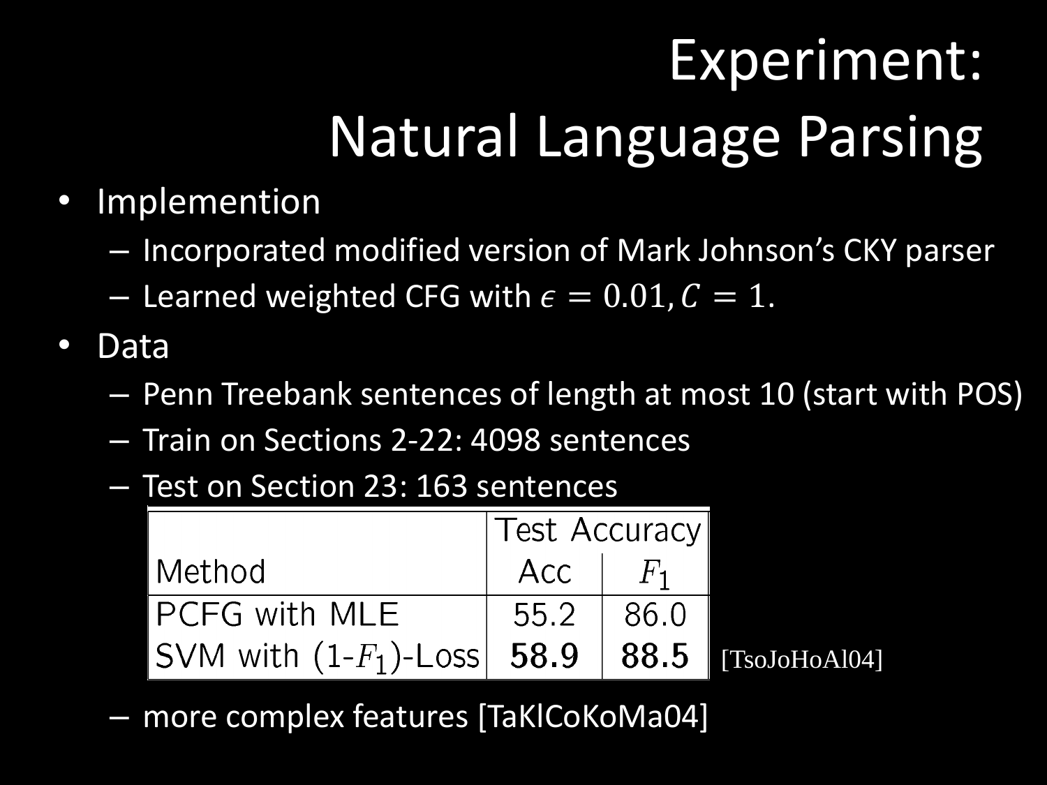# Experiment: Natural Language Parsing

- Implemention
  - Incorporated modified version of Mark Johnson's CKY parser
  - Learned weighted CFG with $\epsilon = 0.01, C = 1$.
- Data
  - Penn Treebank sentences of length at most 10 (start with POS)
  - Train on Sections 2-22: 4098 sentences
  - Test on Section 23: 163 sentences

| | Test Accuracy | |
|---|---|---|
| Method | Acc | $F_1$ |
| PCFG with MLE | 55.2 | 86.0 |
| SVM with (1-$F_1$)-Loss | **58.9** | **88.5** |

[TsoJoHoAl04]

  - more complex features [TaKlCoKoMa04]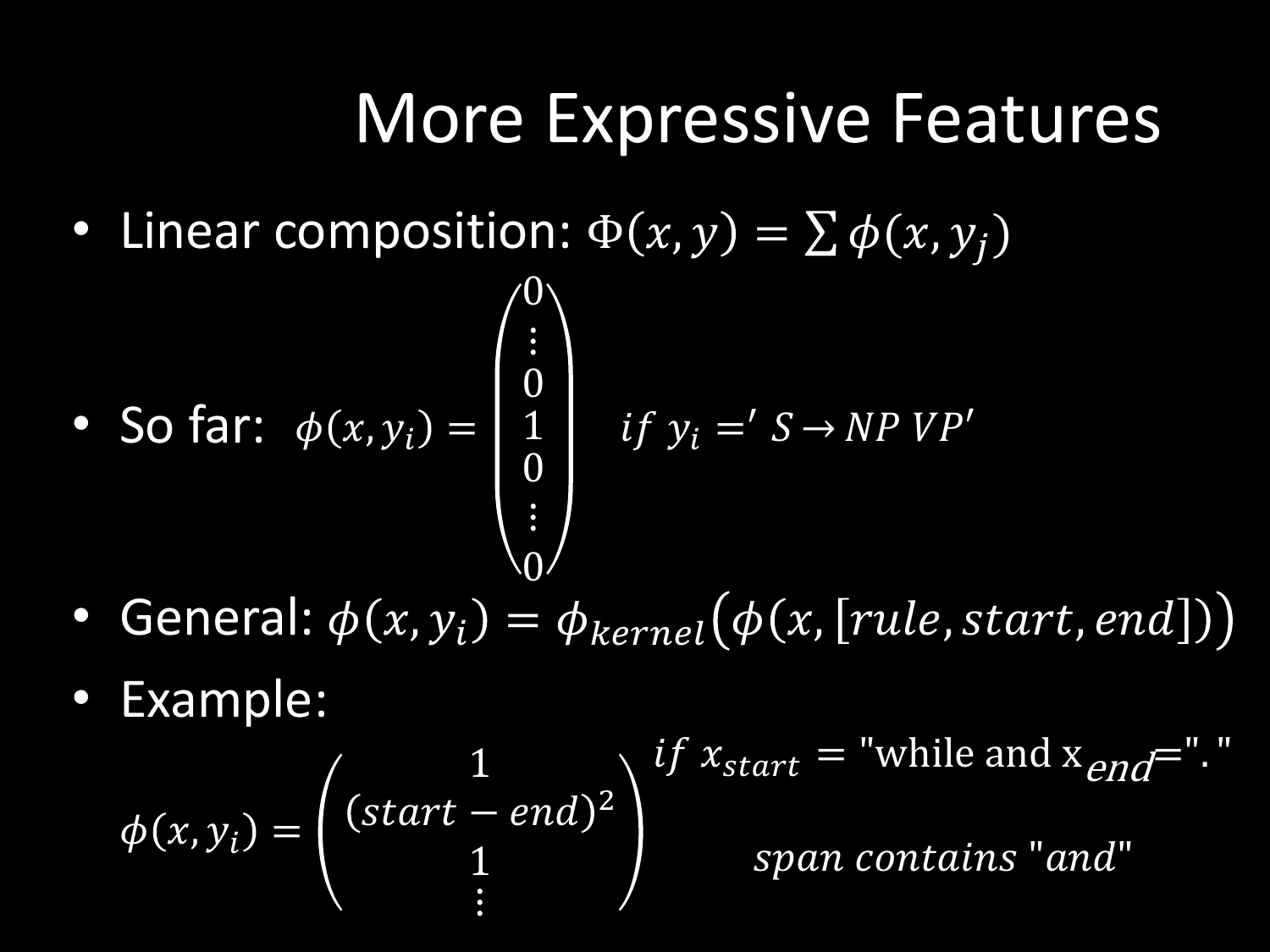# More Expressive Features

- Linear composition: $\Phi(x, y) = \sum \phi(x, y_j)$
- So far: $\phi(x, y_i) = \begin{pmatrix} 0 \\ \vdots \\ 0 \\ 1 \\ 0 \\ \vdots \\ 0 \end{pmatrix} \quad if\ y_i =' S \rightarrow NP\ VP'$
- General: $\phi(x, y_i) = \phi_{kernel}\big(\phi(x, [rule, start, end])\big)$
- Example:

$$\phi(x, y_i) = \begin{pmatrix} 1 \\ (start - end)^2 \\ 1 \\ \vdots \end{pmatrix} \begin{matrix} if\ x_{start} = \text{"while and x}_{end} = \text{"."} \\ \\ span\ contains\ "and" \\ \\ \end{matrix}$$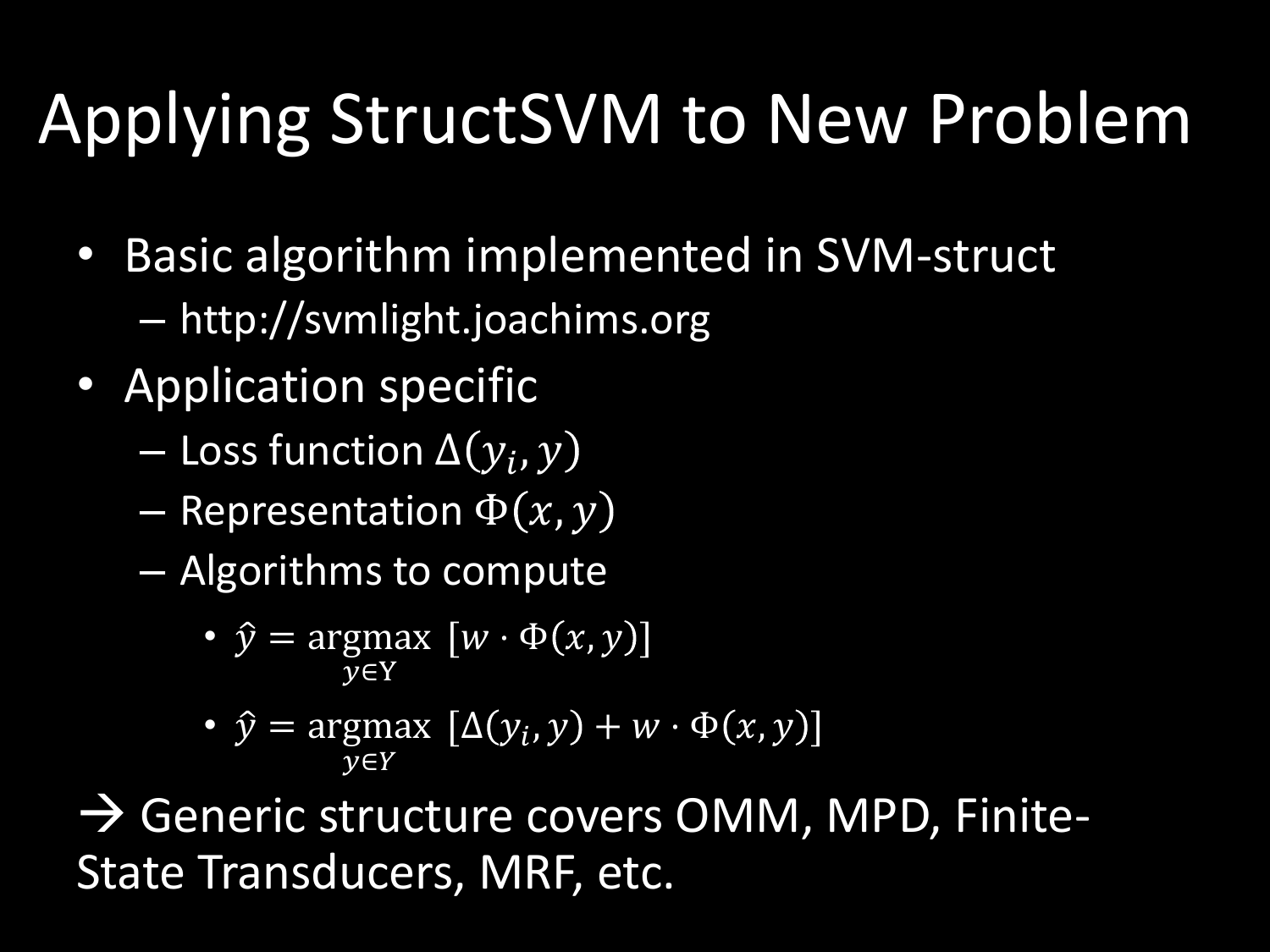# Applying StructSVM to New Problem

- Basic algorithm implemented in SVM-struct
  - http://svmlight.joachims.org
- Application specific
  - Loss function $\Delta(y_i, y)$
  - Representation $\Phi(x, y)$
  - Algorithms to compute
    - $\hat{y} = \underset{y \in \mathrm{Y}}{\operatorname{argmax}} \; [w \cdot \Phi(x, y)]$
    - $\hat{y} = \underset{y \in Y}{\operatorname{argmax}} \; [\Delta(y_i, y) + w \cdot \Phi(x, y)]$

→ Generic structure covers OMM, MPD, Finite-State Transducers, MRF, etc.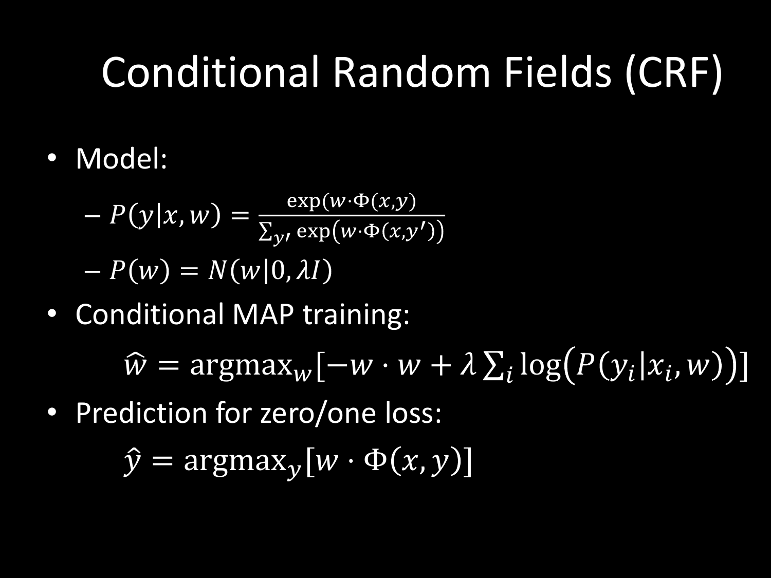# Conditional Random Fields (CRF)

- Model:
  - $P(y|x,w) = \frac{\exp(w \cdot \Phi(x,y)}{\sum_{y'} \exp\left(w \cdot \Phi(x,y')\right)}$
  - $P(w) = N(w|0, \lambda I)$
- Conditional MAP training:

$$\widehat{w} = \text{argmax}_w[-w \cdot w + \lambda \sum_i \log\left(P(y_i|x_i, w)\right)]$$

- Prediction for zero/one loss:

$$\hat{y} = \text{argmax}_y[w \cdot \Phi(x,y)]$$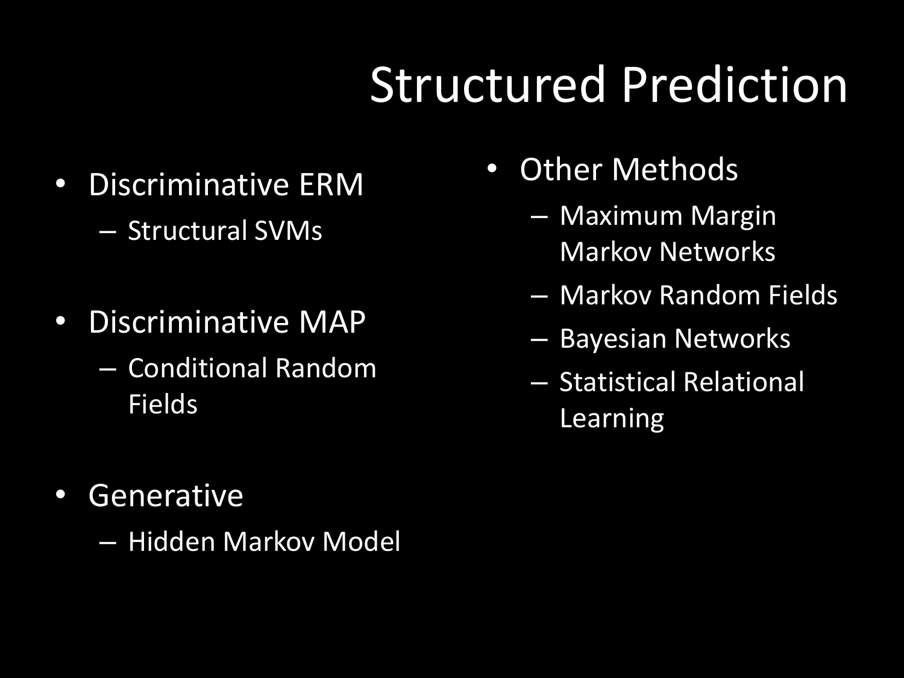# Structured Prediction

- Discriminative ERM
  - Structural SVMs
- Discriminative MAP
  - Conditional Random Fields
- Generative
  - Hidden Markov Model
- Other Methods
  - Maximum Margin Markov Networks
  - Markov Random Fields
  - Bayesian Networks
  - Statistical Relational Learning